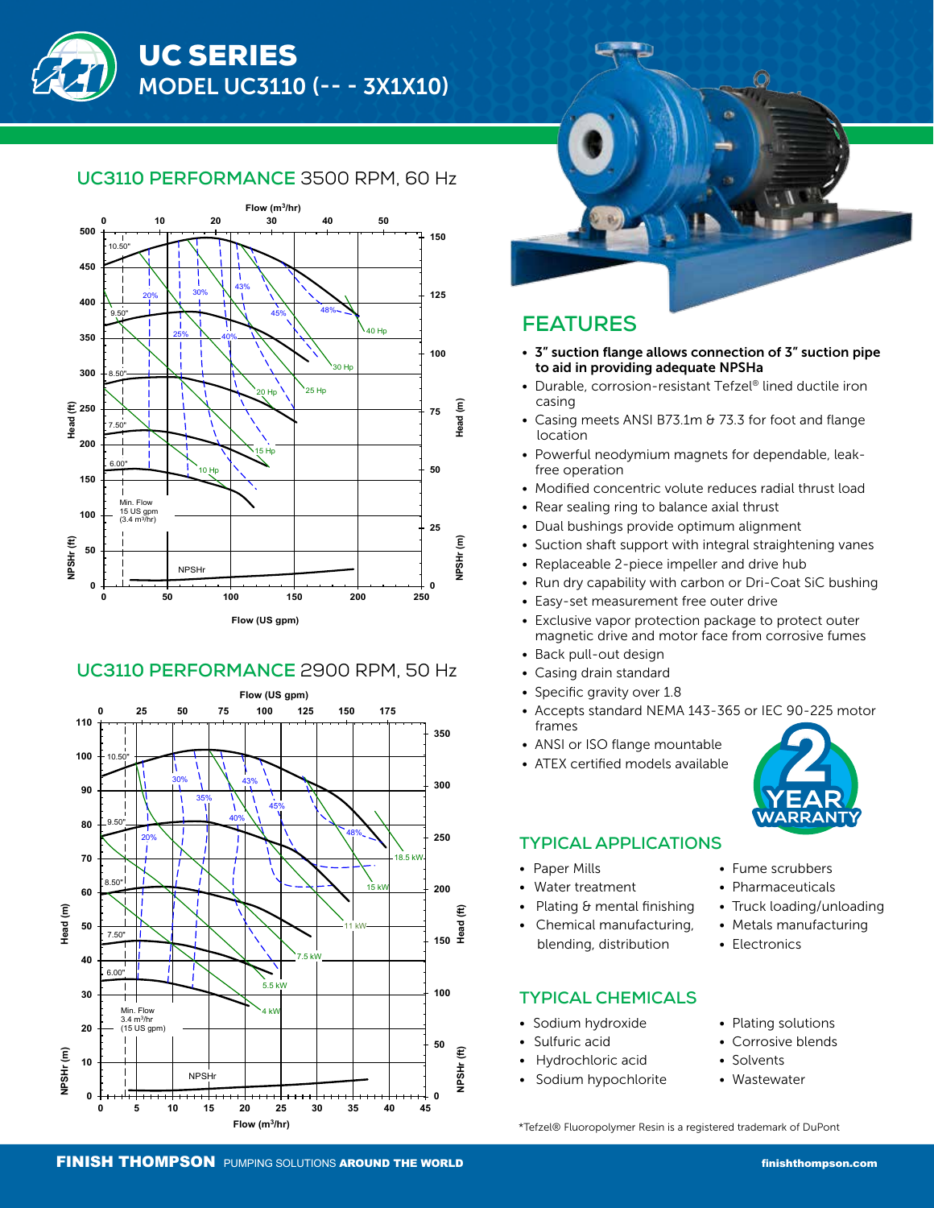# UC SERIES

## MODEL UC3110 (-- - 3X1X10)

## UC3110 PERFORMANCE 3500 RPM, 60 Hz

## UC3110 PERFORMANCE 2900 RPM, 50 Hz

## FEATURES

- **3" suction flange allows connection of 3" suction pipe to aid in providing adequate NPSHa**
- Durable, corrosion-resistant Tefzel® lined ductile iron casing
- Casing meets ANSI B73.1m & 73.3 for foot and flange location
- Powerful neodymium magnets for dependable, leak-free operation
- Modified concentric volute reduces radial thrust load
- Rear sealing ring to balance axial thrust
- Dual bushings provide optimum alignment
- Suction shaft support with integral straightening vanes
- Replaceable 2-piece impeller and drive hub
- Run dry capability with carbon or Dri-Coat SiC bushing
- Easy-set measurement free outer drive
- Exclusive vapor protection package to protect outer magnetic drive and motor face from corrosive fumes
- Back pull-out design
- Casing drain standard
- Specific gravity over 1.8
- Accepts standard NEMA 143-365 or IEC 90-225 motor frames
- ANSI or ISO flange mountable
- ATEX certified models available

2 YEAR WARRANTY

## TYPICAL APPLICATIONS

- Paper Mills
- Water treatment
- Plating & mental finishing
- Chemical manufacturing, blending, distribution
- Fume scrubbers
- Pharmaceuticals
- Truck loading/unloading
- Metals manufacturing
- Electronics

## TYPICAL CHEMICALS

- Sodium hydroxide
- Sulfuric acid
- Hydrochloric acid
- Sodium hypochlorite
- Plating solutions
- Corrosive blends
- Solvents
- Wastewater

*Tefzel® Fluoropolymer Resin is a registered trademark of DuPont

FINISH THOMPSON PUMPING SOLUTIONS AROUND THE WORLD    finishthompson.com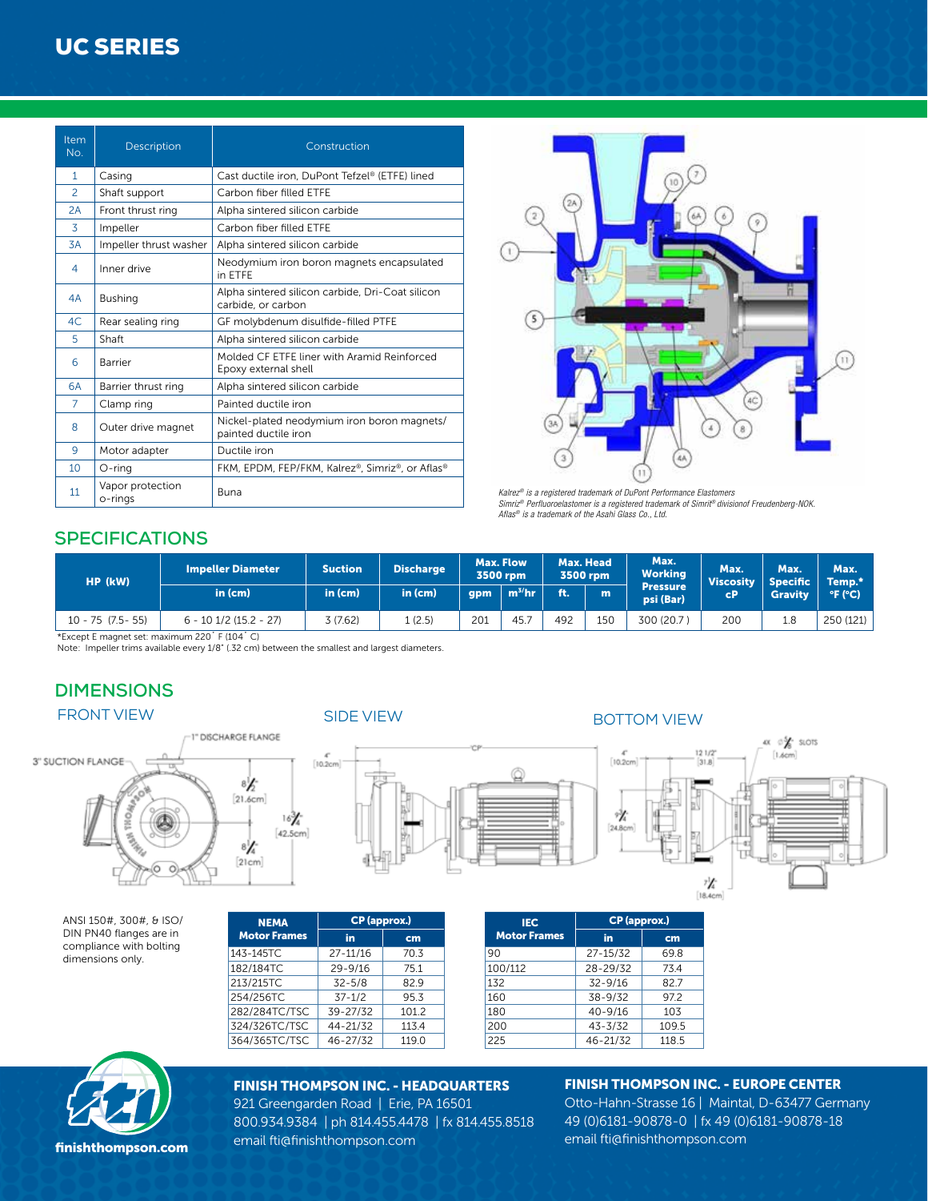# UC SERIES

| Item No. | Description | Construction |
|---|---|---|
| 1 | Casing | Cast ductile iron, DuPont Tefzel® (ETFE) lined |
| 2 | Shaft support | Carbon fiber filled ETFE |
| 2A | Front thrust ring | Alpha sintered silicon carbide |
| 3 | Impeller | Carbon fiber filled ETFE |
| 3A | Impeller thrust washer | Alpha sintered silicon carbide |
| 4 | Inner drive | Neodymium iron boron magnets encapsulated in ETFE |
| 4A | Bushing | Alpha sintered silicon carbide, Dri-Coat silicon carbide, or carbon |
| 4C | Rear sealing ring | GF molybdenum disulfide-filled PTFE |
| 5 | Shaft | Alpha sintered silicon carbide |
| 6 | Barrier | Molded CF ETFE liner with Aramid Reinforced Epoxy external shell |
| 6A | Barrier thrust ring | Alpha sintered silicon carbide |
| 7 | Clamp ring | Painted ductile iron |
| 8 | Outer drive magnet | Nickel-plated neodymium iron boron magnets/ painted ductile iron |
| 9 | Motor adapter | Ductile iron |
| 10 | O-ring | FKM, EPDM, FEP/FKM, Kalrez®, Simriz®, or Aflas® |
| 11 | Vapor protection o-rings | Buna |

*Kalrez® is a registered trademark of DuPont Performance Elastomers*
*Simriz® Perfluoroelastomer is a registered trademark of Simrit® divisionof Freudenberg-NOK.*
*Aflas® is a trademark of the Asahi Glass Co., Ltd.*

## SPECIFICATIONS

| HP (kW) | Impeller Diameter | Suction | Discharge | Max. Flow 3500 rpm | | Max. Head 3500 rpm | | Max. Working Pressure psi (Bar) | Max. Viscosity cP | Max. Specific Gravity | Max. Temp.* °F (°C) |
|---|---|---|---|---|---|---|---|---|---|---|---|
| | in (cm) | in (cm) | in (cm) | gpm | $m^3$/hr | ft. | m | | | | |
| 10 - 75 (7.5- 55) | 6 - 10 1/2 (15.2 - 27) | 3 (7.62) | 1 (2.5) | 201 | 45.7 | 492 | 150 | 300 (20.7 ) | 200 | 1.8 | 250 (121) |

*Except E magnet set: maximum 220˚ F (104˚ C)
Note: Impeller trims available every 1/8" (.32 cm) between the smallest and largest diameters.

## DIMENSIONS

### FRONT VIEW

3" SUCTION FLANGE
1" DISCHARGE FLANGE
8 1/2" [21.6cm]
16 3/4" [42.5cm]
8 1/4" [21cm]

### SIDE VIEW

4" [10.2cm]
"CP"

### BOTTOM VIEW

4" [10.2cm]
12 1/2" [31.8]
4X ⌀5/8" SLOTS [1.6cm]
9 3/4" [24.8cm]
7 1/4" [18.4cm]

ANSI 150#, 300#, & ISO/ DIN PN40 flanges are in compliance with bolting dimensions only.

| NEMA Motor Frames | CP (approx.) | |
|---|---|---|
| | in | cm |
| 143-145TC | 27-11/16 | 70.3 |
| 182/184TC | 29-9/16 | 75.1 |
| 213/215TC | 32-5/8 | 82.9 |
| 254/256TC | 37-1/2 | 95.3 |
| 282/284TC/TSC | 39-27/32 | 101.2 |
| 324/326TC/TSC | 44-21/32 | 113.4 |
| 364/365TC/TSC | 46-27/32 | 119.0 |

| IEC Motor Frames | CP (approx.) | |
|---|---|---|
| | in | cm |
| 90 | 27-15/32 | 69.8 |
| 100/112 | 28-29/32 | 73.4 |
| 132 | 32-9/16 | 82.7 |
| 160 | 38-9/32 | 97.2 |
| 180 | 40-9/16 | 103 |
| 200 | 43-3/32 | 109.5 |
| 225 | 46-21/32 | 118.5 |

finishthompson.com

**FINISH THOMPSON INC. - HEADQUARTERS**
921 Greengarden Road | Erie, PA 16501
800.934.9384 | ph 814.455.4478 | fx 814.455.8518
email fti@finishthompson.com

**FINISH THOMPSON INC. - EUROPE CENTER**
Otto-Hahn-Strasse 16 | Maintal, D-63477 Germany
49 (0)6181-90878-0 | fx 49 (0)6181-90878-18
email fti@finishthompson.com